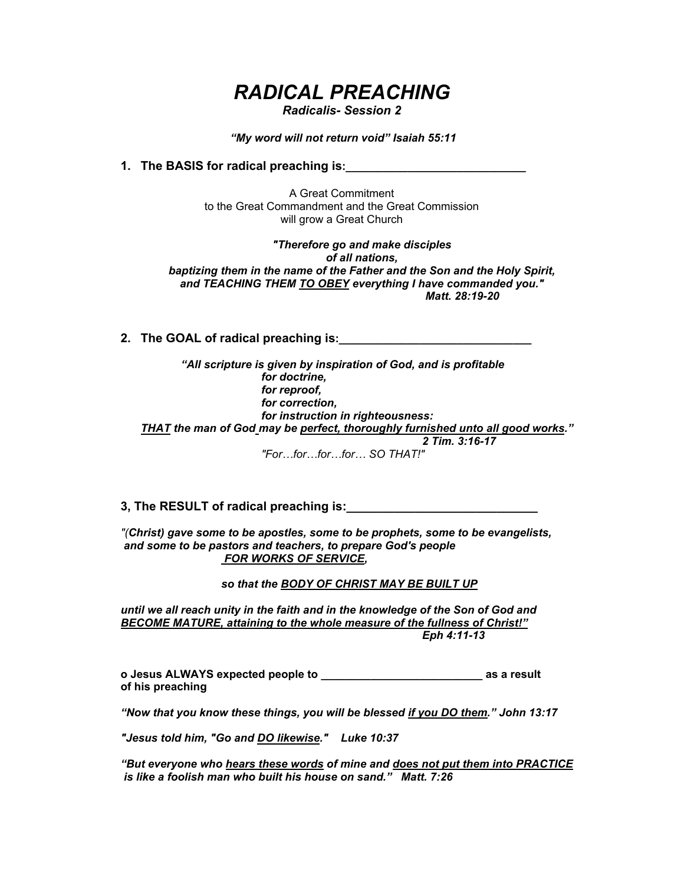# *RADICAL PREACHING*

***Radicalis- Session 2***

***"My word will not return void" Isaiah 55:11***

**1. The BASIS for radical preaching is:___________________________**

A Great Commitment
to the Great Commandment and the Great Commission
will grow a Great Church

***"Therefore go and make disciples***
***of all nations,***
***baptizing them in the name of the Father and the Son and the Holy Spirit,***
***and TEACHING THEM <u>TO OBEY</u> everything I have commanded you."***
***Matt. 28:19-20***

**2. The GOAL of radical preaching is:_____________________________**

***"All scripture is given by inspiration of God, and is profitable***
***for doctrine,***
***for reproof,***
***for correction,***
***for instruction in righteousness:***
***<u>THAT</u> the man of God may be <u>perfect, thoroughly furnished unto all good works</u>."***
***2 Tim. 3:16-17***
*"For…for…for…for… SO THAT!"*

**3, The RESULT of radical preaching is:____________________________**

*"(**Christ) gave some to be apostles, some to be prophets, some to be evangelists, and some to be pastors and teachers, to prepare God's people***
***<u>FOR WORKS OF SERVICE</u>,***

***so that the <u>BODY OF CHRIST MAY BE BUILT UP</u>***

***until we all reach unity in the faith and in the knowledge of the Son of God and <u>BECOME MATURE, attaining to the whole measure of the fullness of Christ!"</u>***
***Eph 4:11-13***

**o Jesus ALWAYS expected people to __________________________ as a result of his preaching**

***"Now that you know these things, you will be blessed <u>if you DO them</u>." John 13:17***

***"Jesus told him, "Go and <u>DO likewise</u>."   Luke 10:37***

***"But everyone who <u>hears these words</u> of mine and <u>does not put them into PRACTICE</u> is like a foolish man who built his house on sand."   Matt. 7:26***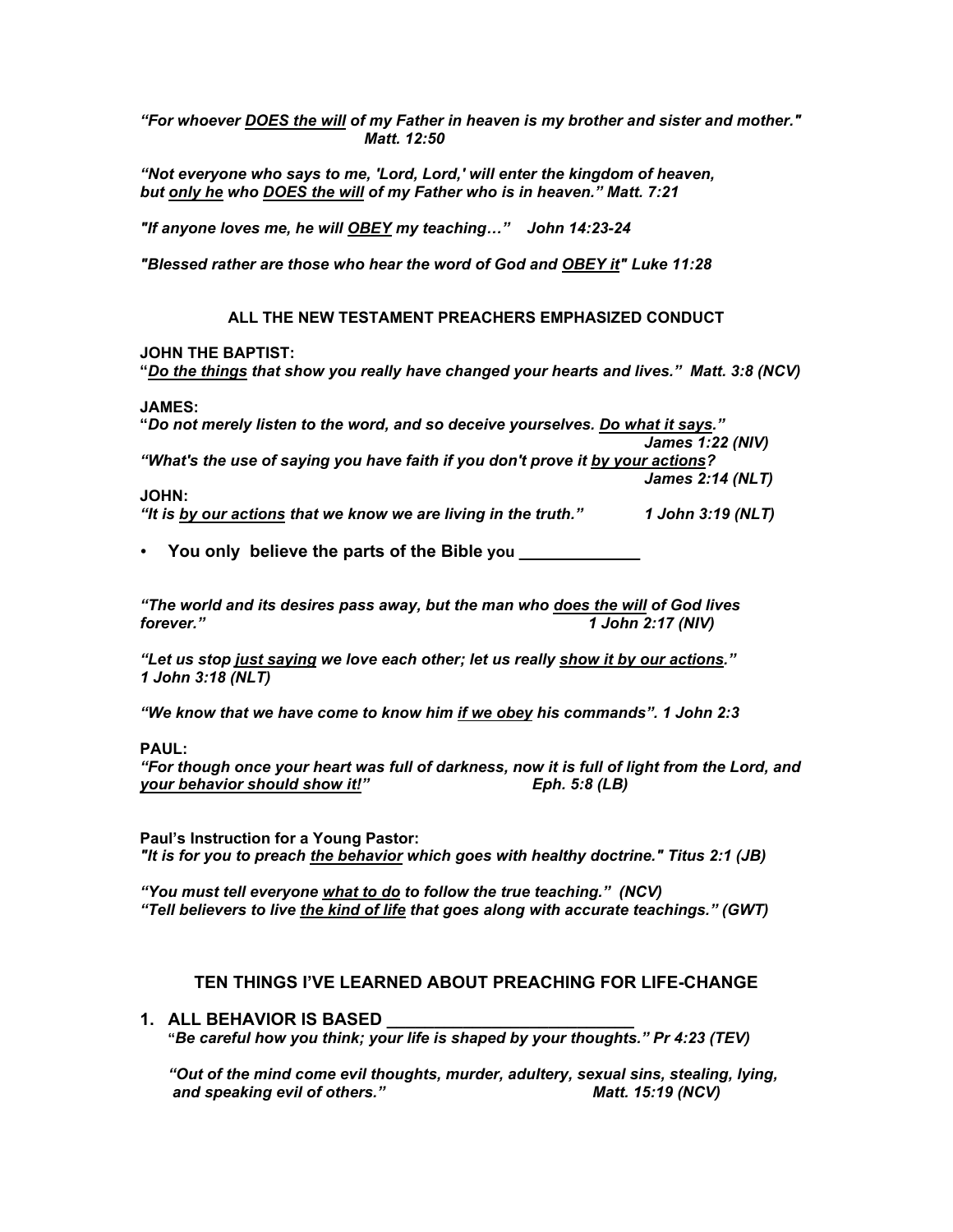*"For whoever <u>DOES the will</u> of my Father in heaven is my brother and sister and mother."*
*Matt. 12:50*

*"Not everyone who says to me, 'Lord, Lord,' will enter the kingdom of heaven, but <u>only he</u> who <u>DOES the will</u> of my Father who is in heaven." Matt. 7:21*

*"If anyone loves me, he will <u>OBEY</u> my teaching…" John 14:23-24*

*"Blessed rather are those who hear the word of God and <u>OBEY it</u>" Luke 11:28*

### ALL THE NEW TESTAMENT PREACHERS EMPHASIZED CONDUCT

**JOHN THE BAPTIST:**
**"***<u>Do the things</u> that show you really have changed your hearts and lives." Matt. 3:8 (NCV)*

**JAMES:**
**"***Do not merely listen to the word, and so deceive yourselves. <u>Do what it says</u>."*
*James 1:22 (NIV)*
*"What's the use of saying you have faith if you don't prove it <u>by your actions</u>?*
*James 2:14 (NLT)*

**JOHN:**
*"It is <u>by our actions</u> that we know we are living in the truth." 1 John 3:19 (NLT)*

- **You only believe the parts of the Bible you _____________**

*"The world and its desires pass away, but the man who <u>does the will</u> of God lives forever." 1 John 2:17 (NIV)*

*"Let us stop <u>just saying</u> we love each other; let us really <u>show it by our actions</u>." 1 John 3:18 (NLT)*

*"We know that we have come to know him <u>if we obey</u> his commands". 1 John 2:3*

**PAUL:**
*"For though once your heart was full of darkness, now it is full of light from the Lord, and **<u>your behavior should show it!</u>**" Eph. 5:8 (LB)*

**Paul's Instruction for a Young Pastor:**
*"It is for you to preach <u>the behavior</u> which goes with healthy doctrine." Titus 2:1 (JB)*

*"You must tell everyone <u>what to do</u> to follow the true teaching." (NCV)*
*"Tell believers to live <u>the kind of life</u> that goes along with accurate teachings." (GWT)*

### TEN THINGS I'VE LEARNED ABOUT PREACHING FOR LIFE-CHANGE

**1. ALL BEHAVIOR IS BASED ___________________________**

**"***Be careful how you think; your life is shaped by your thoughts." Pr 4:23 (TEV)*

*"Out of the mind come evil thoughts, murder, adultery, sexual sins, stealing, lying, and speaking evil of others." Matt. 15:19 (NCV)*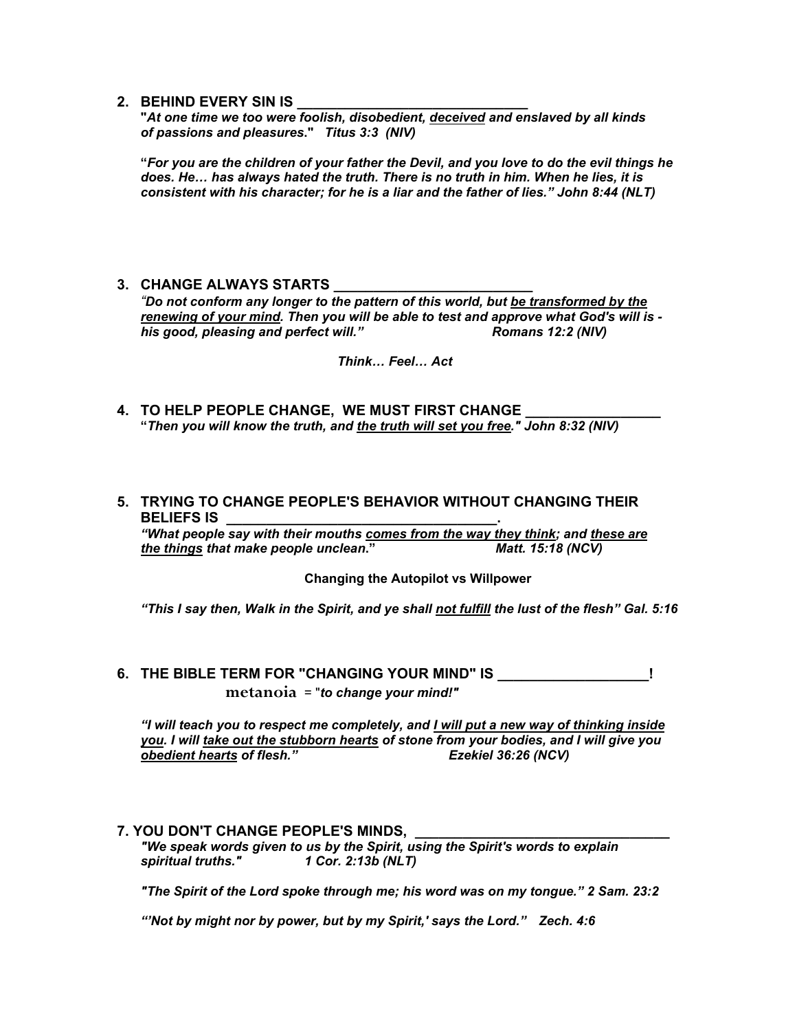2. **BEHIND EVERY SIN IS \_\_\_\_\_\_\_\_\_\_\_\_\_\_\_\_\_\_\_\_\_\_\_\_\_\_\_\_\_\_**

   ***"At one time we too were foolish, disobedient, <u>deceived</u> and enslaved by all kinds of passions and pleasures." Titus 3:3 (NIV)***

   ***"For you are the children of your father the Devil, and you love to do the evil things he does. He… has always hated the truth. There is no truth in him. When he lies, it is consistent with his character; for he is a liar and the father of lies." John 8:44 (NLT)***

3. **CHANGE ALWAYS STARTS \_\_\_\_\_\_\_\_\_\_\_\_\_\_\_\_\_\_\_\_\_\_\_\_\_\_**

   ***"Do not conform any longer to the pattern of this world, but <u>be transformed by the renewing of your mind</u>. Then you will be able to test and approve what God's will is - his good, pleasing and perfect will." Romans 12:2 (NIV)***

   ***Think… Feel… Act***

4. **TO HELP PEOPLE CHANGE, WE MUST FIRST CHANGE \_\_\_\_\_\_\_\_\_\_\_\_\_\_\_\_\_\_**

   ***"Then you will know the truth, and <u>the truth will set you free</u>." John 8:32 (NIV)***

5. **TRYING TO CHANGE PEOPLE'S BEHAVIOR WITHOUT CHANGING THEIR BELIEFS IS \_\_\_\_\_\_\_\_\_\_\_\_\_\_\_\_\_\_\_\_\_\_\_\_\_\_\_\_\_\_\_\_\_\_\_\_.**

   ***"What people say with their mouths <u>comes from the way they think</u>; and <u>these are the things</u> that make people unclean." Matt. 15:18 (NCV)***

   **Changing the Autopilot vs Willpower**

   ***"This I say then, Walk in the Spirit, and ye shall <u>not fulfill</u> the lust of the flesh" Gal. 5:16***

6. **THE BIBLE TERM FOR "CHANGING YOUR MIND" IS \_\_\_\_\_\_\_\_\_\_\_\_\_\_\_\_\_\_\_\_!**

   **metanoia** = "***to change your mind!***"

   ***"I will teach you to respect me completely, and <u>I will put a new way of thinking inside you</u>. I will <u>take out the stubborn hearts</u> of stone from your bodies, and I will give you <u>obedient hearts</u> of flesh." Ezekiel 36:26 (NCV)***

7. **YOU DON'T CHANGE PEOPLE'S MINDS, \_\_\_\_\_\_\_\_\_\_\_\_\_\_\_\_\_\_\_\_\_\_\_\_\_\_\_\_\_\_\_\_\_\_**

   ***"We speak words given to us by the Spirit, using the Spirit's words to explain spiritual truths." 1 Cor. 2:13b (NLT)***

   ***"The Spirit of the Lord spoke through me; his word was on my tongue." 2 Sam. 23:2***

   ***"'Not by might nor by power, but by my Spirit,' says the Lord." Zech. 4:6***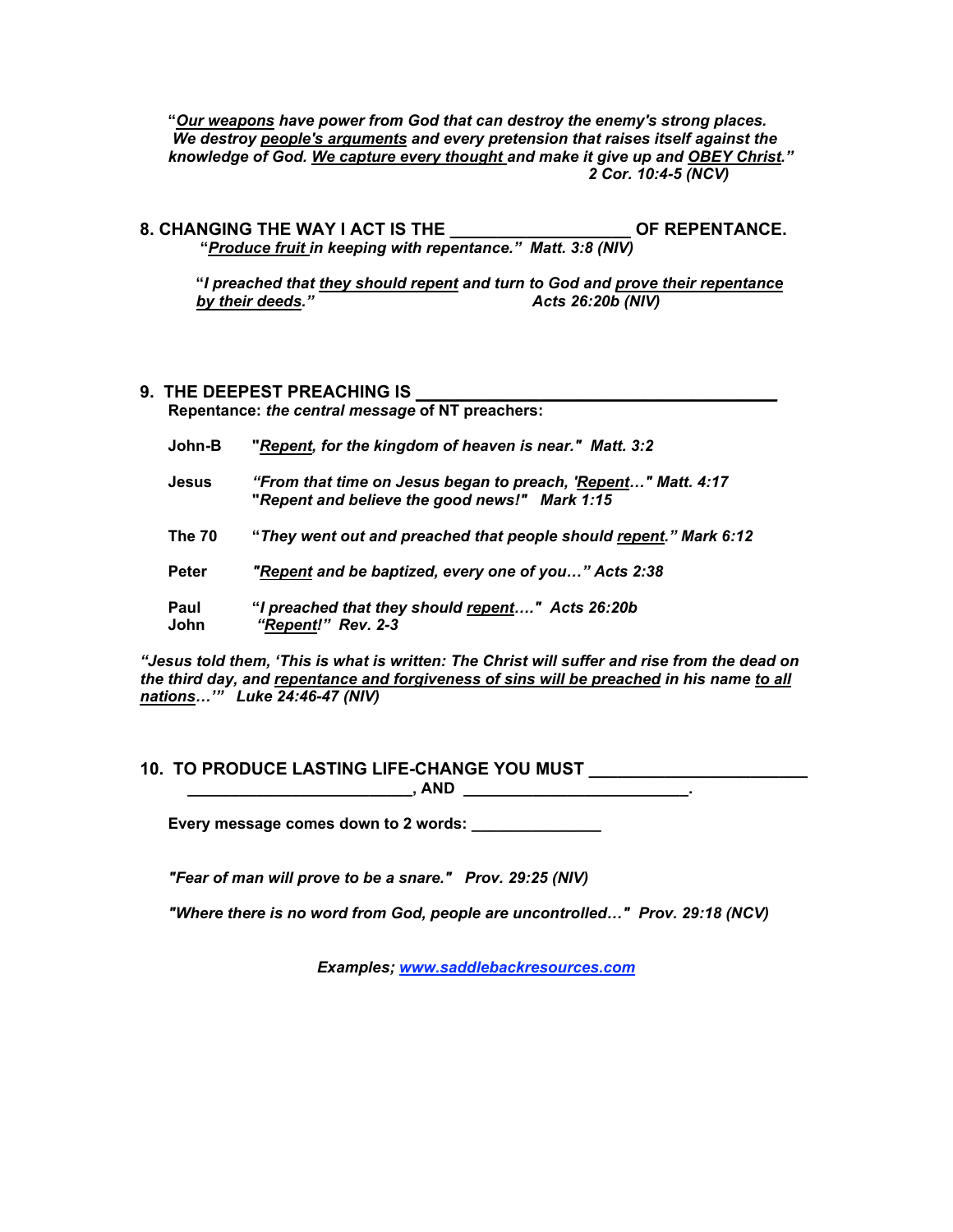***"Our weapons** have power from God that can destroy the enemy's strong places. We destroy **people's arguments** and every pretension that raises itself against the knowledge of God. **We capture every thought** and make it give up and **OBEY Christ**."*
*2 Cor. 10:4-5 (NCV)*

**8. CHANGING THE WAY I ACT IS THE ___________________ OF REPENTANCE.**

***"Produce fruit** in keeping with repentance." Matt. 3:8 (NIV)*

***"I preached that they should repent** and turn to God and **prove their repentance by their deeds**." Acts 26:20b (NIV)*

**9. THE DEEPEST PREACHING IS ____________________________________**

**Repentance:** ***the central message*** **of NT preachers:**

| | |
|---|---|
| **John-B** | ***"Repent**, for the kingdom of heaven is near." Matt. 3:2* |
| **Jesus** | *"From that time on Jesus began to preach, '**Repent**…" Matt. 4:17*<br>*"Repent and believe the good news!" Mark 1:15* |
| **The 70** | *"They went out and preached that people should **repent**." Mark 6:12* |
| **Peter** | ***"Repent** and be baptized, every one of you…" Acts 2:38* |
| **Paul** | *"I preached that they should **repent**…." Acts 26:20b* |
| **John** | ***"Repent!"** Rev. 2-3* |

*"Jesus told them, 'This is what is written: The Christ will suffer and rise from the dead on the third day, and **repentance and forgiveness of sins will be preached** in his name **to all nations**…'" Luke 24:46-47 (NIV)*

**10. TO PRODUCE LASTING LIFE-CHANGE YOU MUST ______________________ ________________________, AND ________________________.**

**Every message comes down to 2 words: ______________**

***"Fear of man will prove to be a snare." Prov. 29:25 (NIV)***

***"Where there is no word from God, people are uncontrolled…" Prov. 29:18 (NCV)***

***Examples; [www.saddlebackresources.com](http://www.saddlebackresources.com)***